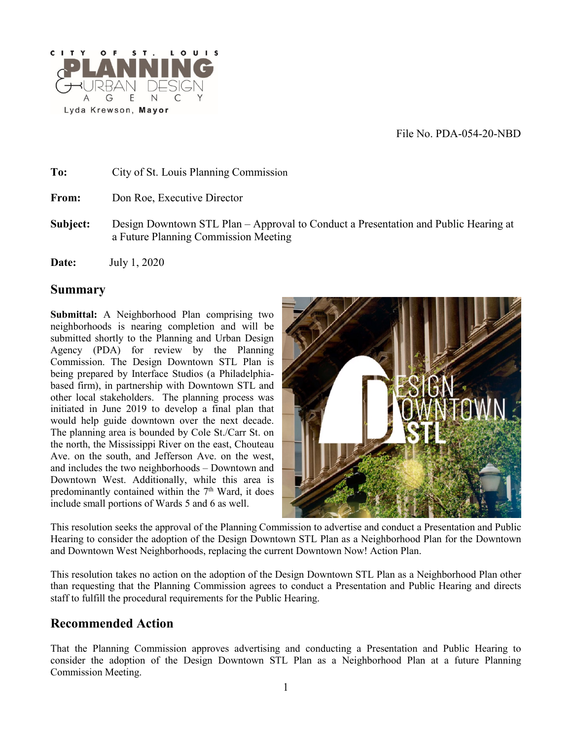File No. PDA-054-20-NBD

**To:** City of St. Louis Planning Commission

**From:** Don Roe, Executive Director

**Subject:** Design Downtown STL Plan – Approval to Conduct a Presentation and Public Hearing at a Future Planning Commission Meeting

**Date:** July 1, 2020

## Summary

**Submittal:** A Neighborhood Plan comprising two neighborhoods is nearing completion and will be submitted shortly to the Planning and Urban Design Agency (PDA) for review by the Planning Commission. The Design Downtown STL Plan is being prepared by Interface Studios (a Philadelphia-based firm), in partnership with Downtown STL and other local stakeholders. The planning process was initiated in June 2019 to develop a final plan that would help guide downtown over the next decade. The planning area is bounded by Cole St./Carr St. on the north, the Mississippi River on the east, Chouteau Ave. on the south, and Jefferson Ave. on the west, and includes the two neighborhoods – Downtown and Downtown West. Additionally, while this area is predominantly contained within the 7th Ward, it does include small portions of Wards 5 and 6 as well.

This resolution seeks the approval of the Planning Commission to advertise and conduct a Presentation and Public Hearing to consider the adoption of the Design Downtown STL Plan as a Neighborhood Plan for the Downtown and Downtown West Neighborhoods, replacing the current Downtown Now! Action Plan.

This resolution takes no action on the adoption of the Design Downtown STL Plan as a Neighborhood Plan other than requesting that the Planning Commission agrees to conduct a Presentation and Public Hearing and directs staff to fulfill the procedural requirements for the Public Hearing.

## Recommended Action

That the Planning Commission approves advertising and conducting a Presentation and Public Hearing to consider the adoption of the Design Downtown STL Plan as a Neighborhood Plan at a future Planning Commission Meeting.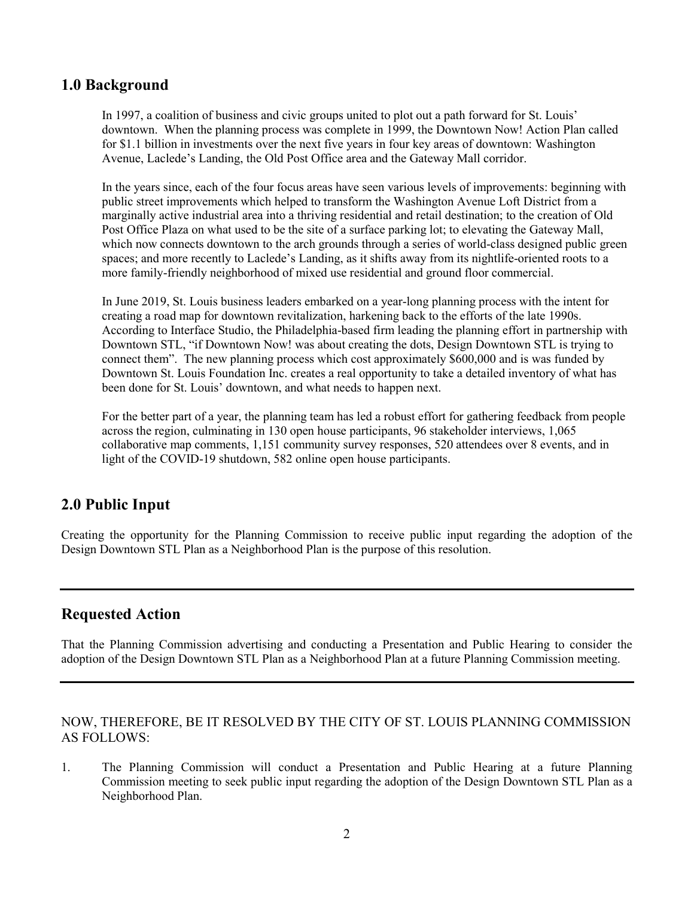## 1.0 Background

In 1997, a coalition of business and civic groups united to plot out a path forward for St. Louis' downtown. When the planning process was complete in 1999, the Downtown Now! Action Plan called for $1.1 billion in investments over the next five years in four key areas of downtown: Washington Avenue, Laclede's Landing, the Old Post Office area and the Gateway Mall corridor.

In the years since, each of the four focus areas have seen various levels of improvements: beginning with public street improvements which helped to transform the Washington Avenue Loft District from a marginally active industrial area into a thriving residential and retail destination; to the creation of Old Post Office Plaza on what used to be the site of a surface parking lot; to elevating the Gateway Mall, which now connects downtown to the arch grounds through a series of world-class designed public green spaces; and more recently to Laclede's Landing, as it shifts away from its nightlife-oriented roots to a more family-friendly neighborhood of mixed use residential and ground floor commercial.

In June 2019, St. Louis business leaders embarked on a year-long planning process with the intent for creating a road map for downtown revitalization, harkening back to the efforts of the late 1990s. According to Interface Studio, the Philadelphia-based firm leading the planning effort in partnership with Downtown STL, "if Downtown Now! was about creating the dots, Design Downtown STL is trying to connect them". The new planning process which cost approximately $600,000 and is was funded by Downtown St. Louis Foundation Inc. creates a real opportunity to take a detailed inventory of what has been done for St. Louis' downtown, and what needs to happen next.

For the better part of a year, the planning team has led a robust effort for gathering feedback from people across the region, culminating in 130 open house participants, 96 stakeholder interviews, 1,065 collaborative map comments, 1,151 community survey responses, 520 attendees over 8 events, and in light of the COVID-19 shutdown, 582 online open house participants.

## 2.0 Public Input

Creating the opportunity for the Planning Commission to receive public input regarding the adoption of the Design Downtown STL Plan as a Neighborhood Plan is the purpose of this resolution.

---

## Requested Action

That the Planning Commission advertising and conducting a Presentation and Public Hearing to consider the adoption of the Design Downtown STL Plan as a Neighborhood Plan at a future Planning Commission meeting.

---

NOW, THEREFORE, BE IT RESOLVED BY THE CITY OF ST. LOUIS PLANNING COMMISSION AS FOLLOWS:

1. The Planning Commission will conduct a Presentation and Public Hearing at a future Planning Commission meeting to seek public input regarding the adoption of the Design Downtown STL Plan as a Neighborhood Plan.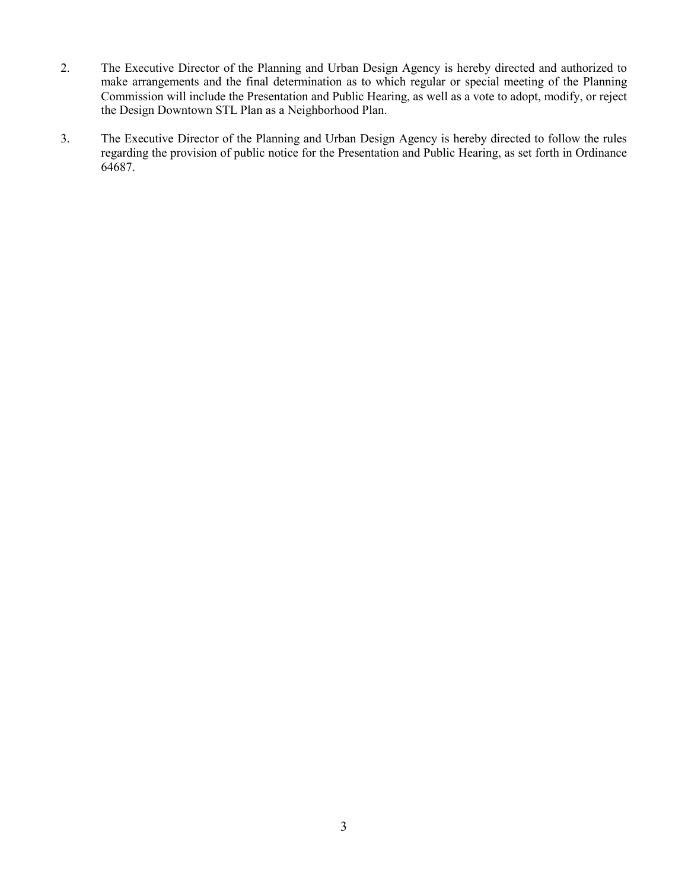2. The Executive Director of the Planning and Urban Design Agency is hereby directed and authorized to make arrangements and the final determination as to which regular or special meeting of the Planning Commission will include the Presentation and Public Hearing, as well as a vote to adopt, modify, or reject the Design Downtown STL Plan as a Neighborhood Plan.

3. The Executive Director of the Planning and Urban Design Agency is hereby directed to follow the rules regarding the provision of public notice for the Presentation and Public Hearing, as set forth in Ordinance 64687.